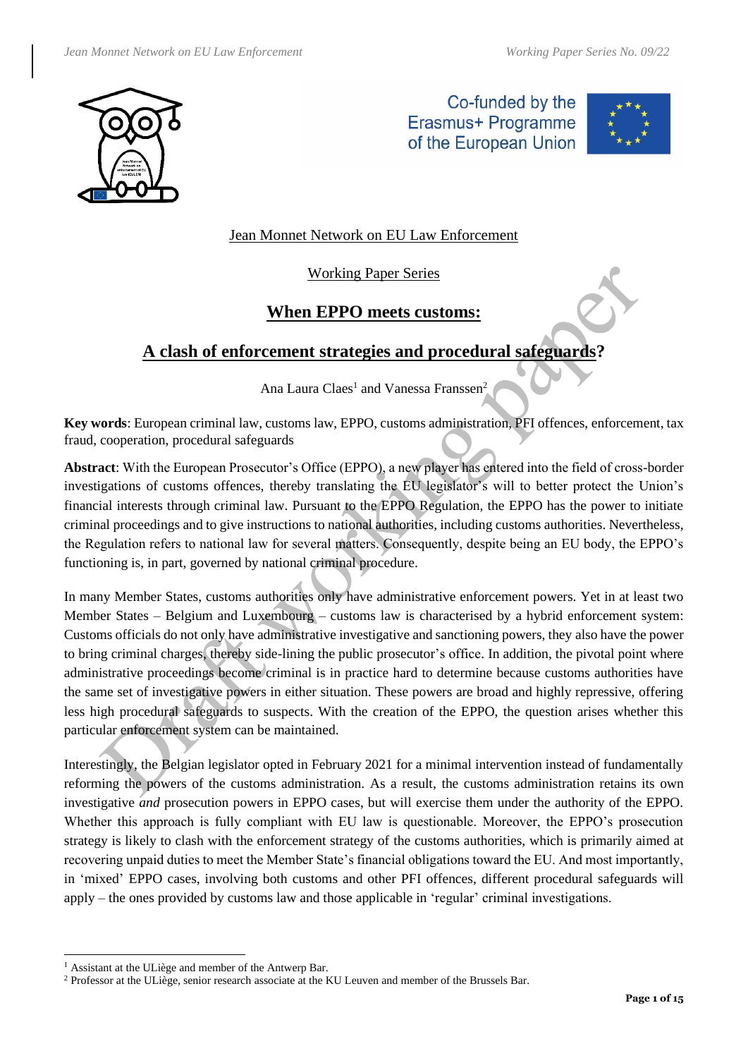Jean Monnet Network on EU Law Enforcement

Working Paper Series

# When EPPO meets customs:

# A clash of enforcement strategies and procedural safeguards?

Ana Laura Claes[1] and Vanessa Franssen[2]

**Key words**: European criminal law, customs law, EPPO, customs administration, PFI offences, enforcement, tax fraud, cooperation, procedural safeguards

**Abstract**: With the European Prosecutor's Office (EPPO), a new player has entered into the field of cross-border investigations of customs offences, thereby translating the EU legislator's will to better protect the Union's financial interests through criminal law. Pursuant to the EPPO Regulation, the EPPO has the power to initiate criminal proceedings and to give instructions to national authorities, including customs authorities. Nevertheless, the Regulation refers to national law for several matters. Consequently, despite being an EU body, the EPPO's functioning is, in part, governed by national criminal procedure.

In many Member States, customs authorities only have administrative enforcement powers. Yet in at least two Member States – Belgium and Luxembourg – customs law is characterised by a hybrid enforcement system: Customs officials do not only have administrative investigative and sanctioning powers, they also have the power to bring criminal charges, thereby side-lining the public prosecutor's office. In addition, the pivotal point where administrative proceedings become criminal is in practice hard to determine because customs authorities have the same set of investigative powers in either situation. These powers are broad and highly repressive, offering less high procedural safeguards to suspects. With the creation of the EPPO, the question arises whether this particular enforcement system can be maintained.

Interestingly, the Belgian legislator opted in February 2021 for a minimal intervention instead of fundamentally reforming the powers of the customs administration. As a result, the customs administration retains its own investigative *and* prosecution powers in EPPO cases, but will exercise them under the authority of the EPPO. Whether this approach is fully compliant with EU law is questionable. Moreover, the EPPO's prosecution strategy is likely to clash with the enforcement strategy of the customs authorities, which is primarily aimed at recovering unpaid duties to meet the Member State's financial obligations toward the EU. And most importantly, in 'mixed' EPPO cases, involving both customs and other PFI offences, different procedural safeguards will apply – the ones provided by customs law and those applicable in 'regular' criminal investigations.

---

[1] Assistant at the ULiège and member of the Antwerp Bar.

[2] Professor at the ULiège, senior research associate at the KU Leuven and member of the Brussels Bar.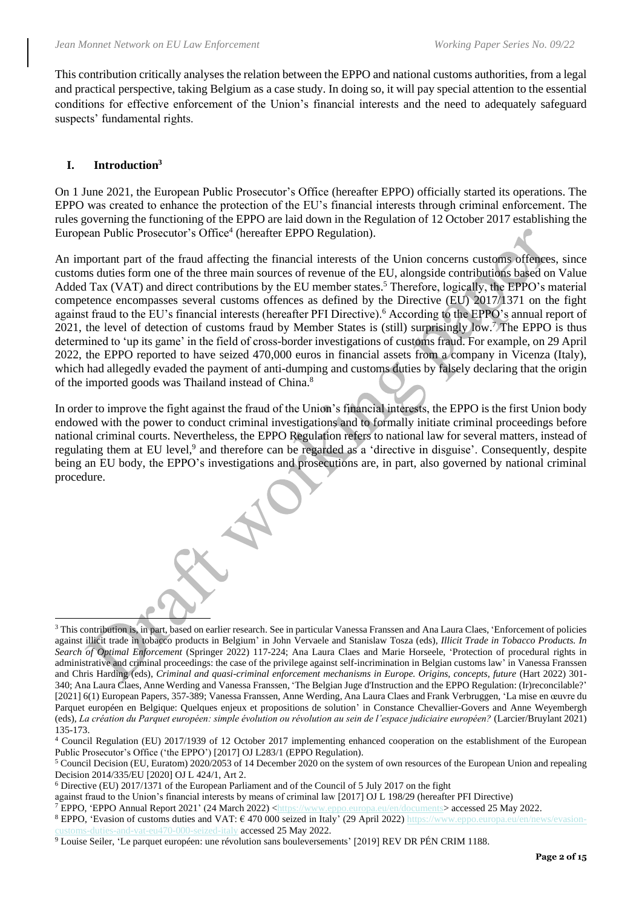This contribution critically analyses the relation between the EPPO and national customs authorities, from a legal and practical perspective, taking Belgium as a case study. In doing so, it will pay special attention to the essential conditions for effective enforcement of the Union's financial interests and the need to adequately safeguard suspects' fundamental rights.

## I. Introduction[3]

On 1 June 2021, the European Public Prosecutor's Office (hereafter EPPO) officially started its operations. The EPPO was created to enhance the protection of the EU's financial interests through criminal enforcement. The rules governing the functioning of the EPPO are laid down in the Regulation of 12 October 2017 establishing the European Public Prosecutor's Office[4] (hereafter EPPO Regulation).

An important part of the fraud affecting the financial interests of the Union concerns customs offences, since customs duties form one of the three main sources of revenue of the EU, alongside contributions based on Value Added Tax (VAT) and direct contributions by the EU member states.[5] Therefore, logically, the EPPO's material competence encompasses several customs offences as defined by the Directive (EU) 2017/1371 on the fight against fraud to the EU's financial interests (hereafter PFI Directive).[6] According to the EPPO's annual report of 2021, the level of detection of customs fraud by Member States is (still) surprisingly low.[7] The EPPO is thus determined to 'up its game' in the field of cross-border investigations of customs fraud. For example, on 29 April 2022, the EPPO reported to have seized 470,000 euros in financial assets from a company in Vicenza (Italy), which had allegedly evaded the payment of anti-dumping and customs duties by falsely declaring that the origin of the imported goods was Thailand instead of China.[8]

In order to improve the fight against the fraud of the Union's financial interests, the EPPO is the first Union body endowed with the power to conduct criminal investigations and to formally initiate criminal proceedings before national criminal courts. Nevertheless, the EPPO Regulation refers to national law for several matters, instead of regulating them at EU level,[9] and therefore can be regarded as a 'directive in disguise'. Consequently, despite being an EU body, the EPPO's investigations and prosecutions are, in part, also governed by national criminal procedure.

---

[3] This contribution is, in part, based on earlier research. See in particular Vanessa Franssen and Ana Laura Claes, 'Enforcement of policies against illicit trade in tobacco products in Belgium' in John Vervaele and Stanislaw Tosza (eds), *Illicit Trade in Tobacco Products. In Search of Optimal Enforcement* (Springer 2022) 117-224; Ana Laura Claes and Marie Horseele, 'Protection of procedural rights in administrative and criminal proceedings: the case of the privilege against self-incrimination in Belgian customs law' in Vanessa Franssen and Chris Harding (eds), *Criminal and quasi-criminal enforcement mechanisms in Europe. Origins, concepts, future* (Hart 2022) 301-340; Ana Laura Claes, Anne Werding and Vanessa Franssen, 'The Belgian Juge d'Instruction and the EPPO Regulation: (Ir)reconcilable?' [2021] 6(1) European Papers, 357-389; Vanessa Franssen, Anne Werding, Ana Laura Claes and Frank Verbruggen, 'La mise en œuvre du Parquet européen en Belgique: Quelques enjeux et propositions de solution' in Constance Chevallier-Govers and Anne Weyembergh (eds), *La création du Parquet européen: simple évolution ou révolution au sein de l'espace judiciaire européen?* (Larcier/Bruylant 2021) 135-173.

[4] Council Regulation (EU) 2017/1939 of 12 October 2017 implementing enhanced cooperation on the establishment of the European Public Prosecutor's Office ('the EPPO') [2017] OJ L283/1 (EPPO Regulation).

[5] Council Decision (EU, Euratom) 2020/2053 of 14 December 2020 on the system of own resources of the European Union and repealing Decision 2014/335/EU [2020] OJ L 424/1, Art 2.

[6] Directive (EU) 2017/1371 of the European Parliament and of the Council of 5 July 2017 on the fight against fraud to the Union's financial interests by means of criminal law [2017] OJ L 198/29 (hereafter PFI Directive)

[7] EPPO, 'EPPO Annual Report 2021' (24 March 2022) <https://www.eppo.europa.eu/en/documents> accessed 25 May 2022.

[8] EPPO, 'Evasion of customs duties and VAT: € 470 000 seized in Italy' (29 April 2022) https://www.eppo.europa.eu/en/news/evasion-customs-duties-and-vat-eu470-000-seized-italy accessed 25 May 2022.

[9] Louise Seiler, 'Le parquet européen: une révolution sans bouleversements' [2019] REV DR PÉN CRIM 1188.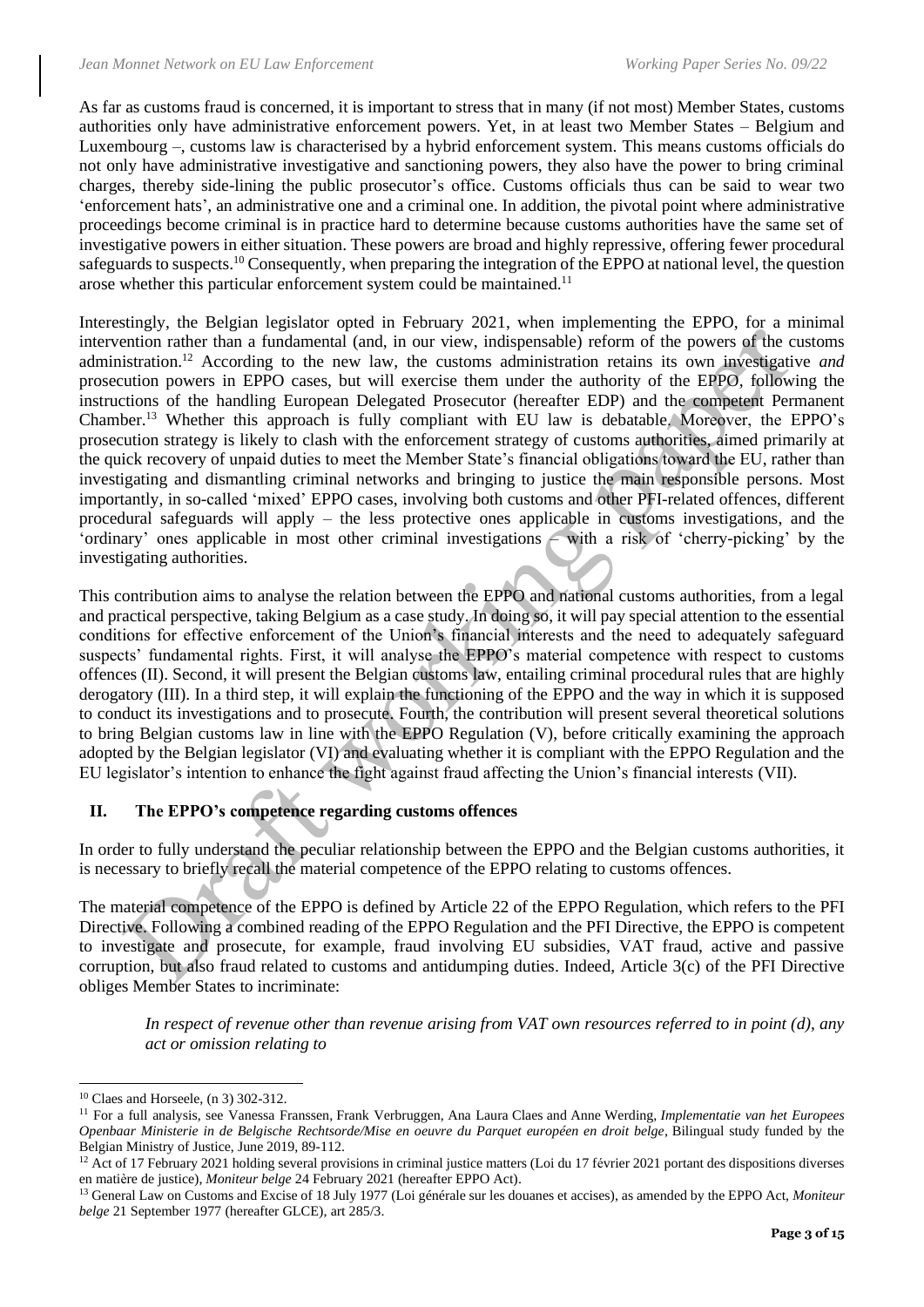As far as customs fraud is concerned, it is important to stress that in many (if not most) Member States, customs authorities only have administrative enforcement powers. Yet, in at least two Member States – Belgium and Luxembourg –, customs law is characterised by a hybrid enforcement system. This means customs officials do not only have administrative investigative and sanctioning powers, they also have the power to bring criminal charges, thereby side-lining the public prosecutor's office. Customs officials thus can be said to wear two 'enforcement hats', an administrative one and a criminal one. In addition, the pivotal point where administrative proceedings become criminal is in practice hard to determine because customs authorities have the same set of investigative powers in either situation. These powers are broad and highly repressive, offering fewer procedural safeguards to suspects.[10] Consequently, when preparing the integration of the EPPO at national level, the question arose whether this particular enforcement system could be maintained.[11]

Interestingly, the Belgian legislator opted in February 2021, when implementing the EPPO, for a minimal intervention rather than a fundamental (and, in our view, indispensable) reform of the powers of the customs administration.[12] According to the new law, the customs administration retains its own investigative *and* prosecution powers in EPPO cases, but will exercise them under the authority of the EPPO, following the instructions of the handling European Delegated Prosecutor (hereafter EDP) and the competent Permanent Chamber.[13] Whether this approach is fully compliant with EU law is debatable. Moreover, the EPPO's prosecution strategy is likely to clash with the enforcement strategy of customs authorities, aimed primarily at the quick recovery of unpaid duties to meet the Member State's financial obligations toward the EU, rather than investigating and dismantling criminal networks and bringing to justice the main responsible persons. Most importantly, in so-called 'mixed' EPPO cases, involving both customs and other PFI-related offences, different procedural safeguards will apply – the less protective ones applicable in customs investigations, and the 'ordinary' ones applicable in most other criminal investigations – with a risk of 'cherry-picking' by the investigating authorities.

This contribution aims to analyse the relation between the EPPO and national customs authorities, from a legal and practical perspective, taking Belgium as a case study. In doing so, it will pay special attention to the essential conditions for effective enforcement of the Union's financial interests and the need to adequately safeguard suspects' fundamental rights. First, it will analyse the EPPO's material competence with respect to customs offences (II). Second, it will present the Belgian customs law, entailing criminal procedural rules that are highly derogatory (III). In a third step, it will explain the functioning of the EPPO and the way in which it is supposed to conduct its investigations and to prosecute. Fourth, the contribution will present several theoretical solutions to bring Belgian customs law in line with the EPPO Regulation (V), before critically examining the approach adopted by the Belgian legislator (VI) and evaluating whether it is compliant with the EPPO Regulation and the EU legislator's intention to enhance the fight against fraud affecting the Union's financial interests (VII).

## II. The EPPO's competence regarding customs offences

In order to fully understand the peculiar relationship between the EPPO and the Belgian customs authorities, it is necessary to briefly recall the material competence of the EPPO relating to customs offences.

The material competence of the EPPO is defined by Article 22 of the EPPO Regulation, which refers to the PFI Directive. Following a combined reading of the EPPO Regulation and the PFI Directive, the EPPO is competent to investigate and prosecute, for example, fraud involving EU subsidies, VAT fraud, active and passive corruption, but also fraud related to customs and antidumping duties. Indeed, Article 3(c) of the PFI Directive obliges Member States to incriminate:

> *In respect of revenue other than revenue arising from VAT own resources referred to in point (d), any act or omission relating to*

---

[10] Claes and Horseele, (n 3) 302-312.

[11] For a full analysis, see Vanessa Franssen, Frank Verbruggen, Ana Laura Claes and Anne Werding, *Implementatie van het Europees Openbaar Ministerie in de Belgische Rechtsorde/Mise en oeuvre du Parquet européen en droit belge*, Bilingual study funded by the Belgian Ministry of Justice, June 2019, 89-112.

[12] Act of 17 February 2021 holding several provisions in criminal justice matters (Loi du 17 février 2021 portant des dispositions diverses en matière de justice), *Moniteur belge* 24 February 2021 (hereafter EPPO Act).

[13] General Law on Customs and Excise of 18 July 1977 (Loi générale sur les douanes et accises), as amended by the EPPO Act, *Moniteur belge* 21 September 1977 (hereafter GLCE), art 285/3.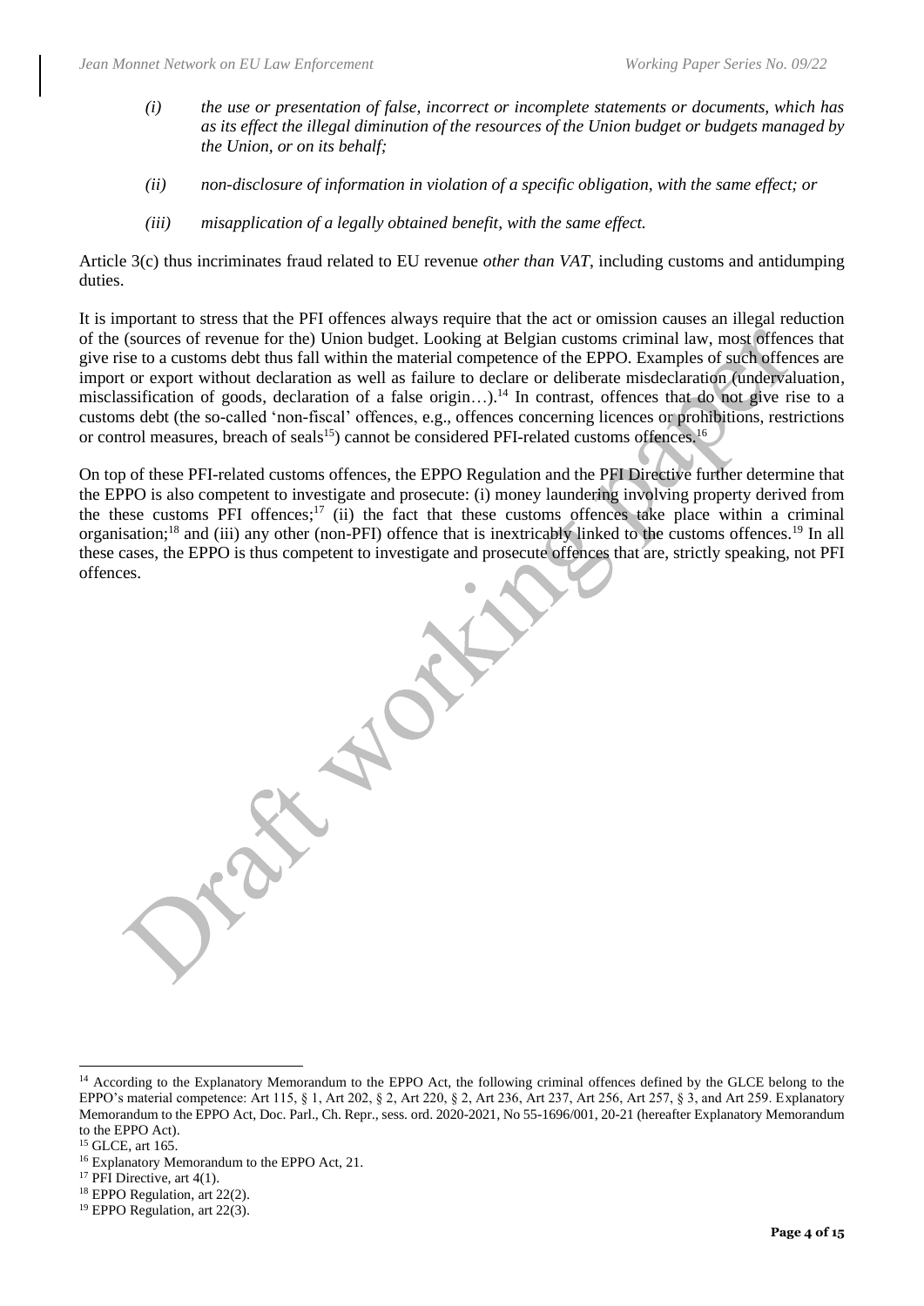*(i) the use or presentation of false, incorrect or incomplete statements or documents, which has as its effect the illegal diminution of the resources of the Union budget or budgets managed by the Union, or on its behalf;*

*(ii) non-disclosure of information in violation of a specific obligation, with the same effect; or*

*(iii) misapplication of a legally obtained benefit, with the same effect.*

Article 3(c) thus incriminates fraud related to EU revenue *other than VAT*, including customs and antidumping duties.

It is important to stress that the PFI offences always require that the act or omission causes an illegal reduction of the (sources of revenue for the) Union budget. Looking at Belgian customs criminal law, most offences that give rise to a customs debt thus fall within the material competence of the EPPO. Examples of such offences are import or export without declaration as well as failure to declare or deliberate misdeclaration (undervaluation, misclassification of goods, declaration of a false origin…).[14] In contrast, offences that do not give rise to a customs debt (the so-called 'non-fiscal' offences, e.g., offences concerning licences or prohibitions, restrictions or control measures, breach of seals[15]) cannot be considered PFI-related customs offences.[16]

On top of these PFI-related customs offences, the EPPO Regulation and the PFI Directive further determine that the EPPO is also competent to investigate and prosecute: (i) money laundering involving property derived from the these customs PFI offences;[17] (ii) the fact that these customs offences take place within a criminal organisation;[18] and (iii) any other (non-PFI) offence that is inextricably linked to the customs offences.[19] In all these cases, the EPPO is thus competent to investigate and prosecute offences that are, strictly speaking, not PFI offences.

---

[14] According to the Explanatory Memorandum to the EPPO Act, the following criminal offences defined by the GLCE belong to the EPPO's material competence: Art 115, § 1, Art 202, § 2, Art 220, § 2, Art 236, Art 237, Art 256, Art 257, § 3, and Art 259. Explanatory Memorandum to the EPPO Act, Doc. Parl., Ch. Repr., sess. ord. 2020-2021, No 55-1696/001, 20-21 (hereafter Explanatory Memorandum to the EPPO Act).

[15] GLCE, art 165.

[16] Explanatory Memorandum to the EPPO Act, 21.

[17] PFI Directive, art 4(1).

[18] EPPO Regulation, art 22(2).

[19] EPPO Regulation, art 22(3).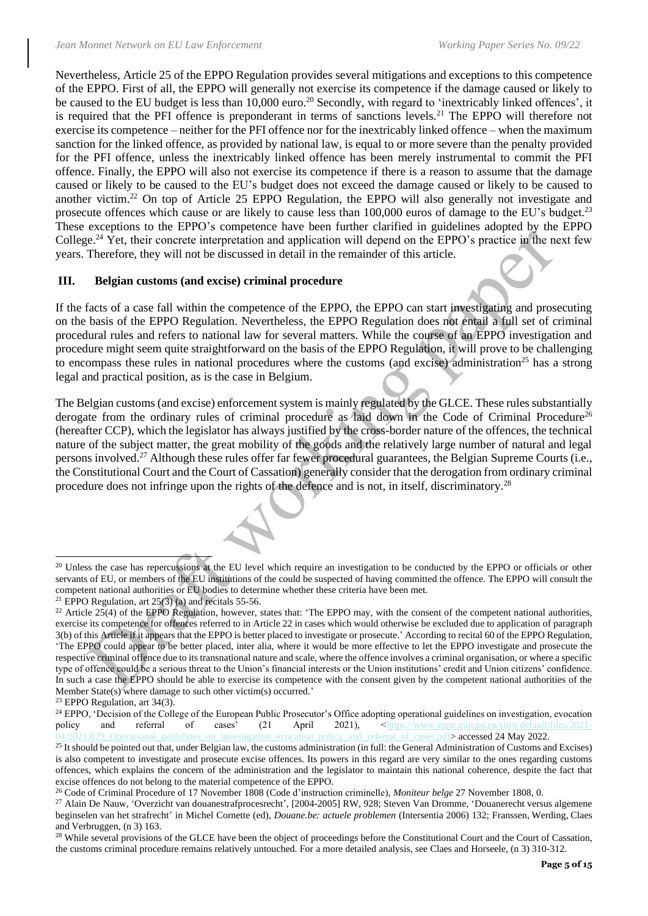Nevertheless, Article 25 of the EPPO Regulation provides several mitigations and exceptions to this competence of the EPPO. First of all, the EPPO will generally not exercise its competence if the damage caused or likely to be caused to the EU budget is less than 10,000 euro.[20] Secondly, with regard to 'inextricably linked offences', it is required that the PFI offence is preponderant in terms of sanctions levels.[21] The EPPO will therefore not exercise its competence – neither for the PFI offence nor for the inextricably linked offence – when the maximum sanction for the linked offence, as provided by national law, is equal to or more severe than the penalty provided for the PFI offence, unless the inextricably linked offence has been merely instrumental to commit the PFI offence. Finally, the EPPO will also not exercise its competence if there is a reason to assume that the damage caused or likely to be caused to the EU's budget does not exceed the damage caused or likely to be caused to another victim.[22] On top of Article 25 EPPO Regulation, the EPPO will also generally not investigate and prosecute offences which cause or are likely to cause less than 100,000 euros of damage to the EU's budget.[23] These exceptions to the EPPO's competence have been further clarified in guidelines adopted by the EPPO College.[24] Yet, their concrete interpretation and application will depend on the EPPO's practice in the next few years. Therefore, they will not be discussed in detail in the remainder of this article.

## III. Belgian customs (and excise) criminal procedure

If the facts of a case fall within the competence of the EPPO, the EPPO can start investigating and prosecuting on the basis of the EPPO Regulation. Nevertheless, the EPPO Regulation does not entail a full set of criminal procedural rules and refers to national law for several matters. While the course of an EPPO investigation and procedure might seem quite straightforward on the basis of the EPPO Regulation, it will prove to be challenging to encompass these rules in national procedures where the customs (and excise) administration[25] has a strong legal and practical position, as is the case in Belgium.

The Belgian customs (and excise) enforcement system is mainly regulated by the GLCE. These rules substantially derogate from the ordinary rules of criminal procedure as laid down in the Code of Criminal Procedure[26] (hereafter CCP), which the legislator has always justified by the cross-border nature of the offences, the technical nature of the subject matter, the great mobility of the goods and the relatively large number of natural and legal persons involved.[27] Although these rules offer far fewer procedural guarantees, the Belgian Supreme Courts (i.e., the Constitutional Court and the Court of Cassation) generally consider that the derogation from ordinary criminal procedure does not infringe upon the rights of the defence and is not, in itself, discriminatory.[28]

---

[20] Unless the case has repercussions at the EU level which require an investigation to be conducted by the EPPO or officials or other servants of EU, or members of the EU institutions of the could be suspected of having committed the offence. The EPPO will consult the competent national authorities or EU bodies to determine whether these criteria have been met.

[21] EPPO Regulation, art 25(3) (a) and recitals 55-56.

[22] Article 25(4) of the EPPO Regulation, however, states that: 'The EPPO may, with the consent of the competent national authorities, exercise its competence for offences referred to in Article 22 in cases which would otherwise be excluded due to application of paragraph 3(b) of this Article if it appears that the EPPO is better placed to investigate or prosecute.' According to recital 60 of the EPPO Regulation, 'The EPPO could appear to be better placed, inter alia, where it would be more effective to let the EPPO investigate and prosecute the respective criminal offence due to its transnational nature and scale, where the offence involves a criminal organisation, or where a specific type of offence could be a serious threat to the Union's financial interests or the Union institutions' credit and Union citizens' confidence. In such a case the EPPO should be able to exercise its competence with the consent given by the competent national authorities of the Member State(s) where damage to such other victim(s) occurred.'

[23] EPPO Regulation, art 34(3).

[24] EPPO, 'Decision of the College of the European Public Prosecutor's Office adopting operational guidelines on investigation, evocation policy and referral of cases' (21 April 2021), <https://www.eppo.europa.eu/sites/default/files/2021-04/2021.029_Operational_guidelines_on_investigation_evocation_policy_and_referral_of_cases.pdf> accessed 24 May 2022.

[25] It should be pointed out that, under Belgian law, the customs administration (in full: the General Administration of Customs and Excises) is also competent to investigate and prosecute excise offences. Its powers in this regard are very similar to the ones regarding customs offences, which explains the concern of the administration and the legislator to maintain this national coherence, despite the fact that excise offences do not belong to the material competence of the EPPO.

[26] Code of Criminal Procedure of 17 November 1808 (Code d'instruction criminelle), *Moniteur belge* 27 November 1808, 0.

[27] Alain De Nauw, 'Overzicht van douanestrafprocesrecht', [2004-2005] RW, 928; Steven Van Dromme, 'Douanerecht versus algemene beginselen van het strafrecht' in Michel Cornette (ed), *Douane.be: actuele problemen* (Intersentia 2006) 132; Franssen, Werding, Claes and Verbruggen, (n 3) 163.

[28] While several provisions of the GLCE have been the object of proceedings before the Constitutional Court and the Court of Cassation, the customs criminal procedure remains relatively untouched. For a more detailed analysis, see Claes and Horseele, (n 3) 310-312.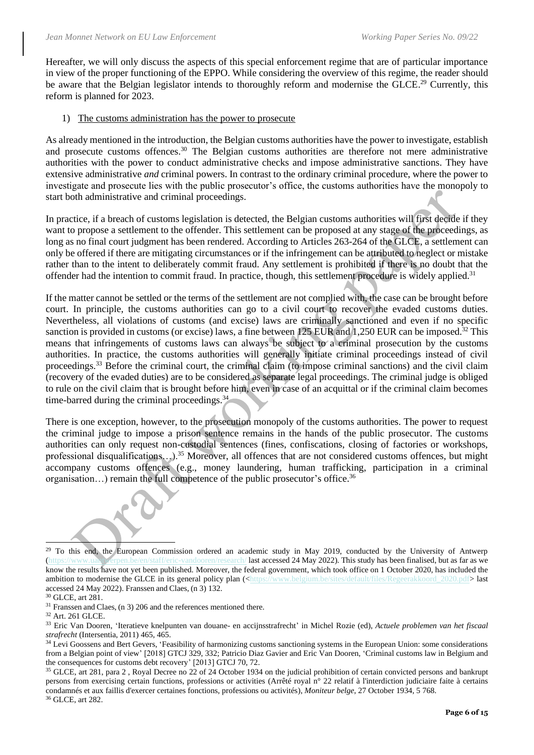Hereafter, we will only discuss the aspects of this special enforcement regime that are of particular importance in view of the proper functioning of the EPPO. While considering the overview of this regime, the reader should be aware that the Belgian legislator intends to thoroughly reform and modernise the GLCE.[29] Currently, this reform is planned for 2023.

1) The customs administration has the power to prosecute

As already mentioned in the introduction, the Belgian customs authorities have the power to investigate, establish and prosecute customs offences.[30] The Belgian customs authorities are therefore not mere administrative authorities with the power to conduct administrative checks and impose administrative sanctions. They have extensive administrative *and* criminal powers. In contrast to the ordinary criminal procedure, where the power to investigate and prosecute lies with the public prosecutor's office, the customs authorities have the monopoly to start both administrative and criminal proceedings.

In practice, if a breach of customs legislation is detected, the Belgian customs authorities will first decide if they want to propose a settlement to the offender. This settlement can be proposed at any stage of the proceedings, as long as no final court judgment has been rendered. According to Articles 263-264 of the GLCE, a settlement can only be offered if there are mitigating circumstances or if the infringement can be attributed to neglect or mistake rather than to the intent to deliberately commit fraud. Any settlement is prohibited if there is no doubt that the offender had the intention to commit fraud. In practice, though, this settlement procedure is widely applied.[31]

If the matter cannot be settled or the terms of the settlement are not complied with, the case can be brought before court. In principle, the customs authorities can go to a civil court to recover the evaded customs duties. Nevertheless, all violations of customs (and excise) laws are criminally sanctioned and even if no specific sanction is provided in customs (or excise) laws, a fine between 125 EUR and 1,250 EUR can be imposed.[32] This means that infringements of customs laws can always be subject to a criminal prosecution by the customs authorities. In practice, the customs authorities will generally initiate criminal proceedings instead of civil proceedings.[33] Before the criminal court, the criminal claim (to impose criminal sanctions) and the civil claim (recovery of the evaded duties) are to be considered as separate legal proceedings. The criminal judge is obliged to rule on the civil claim that is brought before him, even in case of an acquittal or if the criminal claim becomes time-barred during the criminal proceedings.[34]

There is one exception, however, to the prosecution monopoly of the customs authorities. The power to request the criminal judge to impose a prison sentence remains in the hands of the public prosecutor. The customs authorities can only request non-custodial sentences (fines, confiscations, closing of factories or workshops, professional disqualifications…).[35] Moreover, all offences that are not considered customs offences, but might accompany customs offences (e.g., money laundering, human trafficking, participation in a criminal organisation…) remain the full competence of the public prosecutor's office.[36]

---

[29] To this end, the European Commission ordered an academic study in May 2019, conducted by the University of Antwerp (https://www.uantwerpen.be/en/staff/eric-vandooren/research/ last accessed 24 May 2022). This study has been finalised, but as far as we know the results have not yet been published. Moreover, the federal government, which took office on 1 October 2020, has included the ambition to modernise the GLCE in its general policy plan (<https://www.belgium.be/sites/default/files/Regeerakkoord_2020.pdf> last accessed 24 May 2022). Franssen and Claes, (n 3) 132.

[30] GLCE, art 281.

[31] Franssen and Claes, (n 3) 206 and the references mentioned there.

[32] Art. 261 GLCE.

[33] Eric Van Dooren, 'Iteratieve knelpunten van douane- en accijnsstrafrecht' in Michel Rozie (ed), *Actuele problemen van het fiscaal strafrecht* (Intersentia, 2011) 465, 465.

[34] Levi Goossens and Bert Gevers, 'Feasibility of harmonizing customs sanctioning systems in the European Union: some considerations from a Belgian point of view' [2018] GTCJ 329, 332; Patricio Diaz Gavier and Eric Van Dooren, 'Criminal customs law in Belgium and the consequences for customs debt recovery' [2013] GTCJ 70, 72.

[35] GLCE, art 281, para 2 , Royal Decree no 22 of 24 October 1934 on the judicial prohibition of certain convicted persons and bankrupt persons from exercising certain functions, professions or activities (Arrêté royal n° 22 relatif à l'interdiction judiciaire faite à certains condamnés et aux faillis d'exercer certaines fonctions, professions ou activités), *Moniteur belge*, 27 October 1934, 5 768.

[36] GLCE, art 282.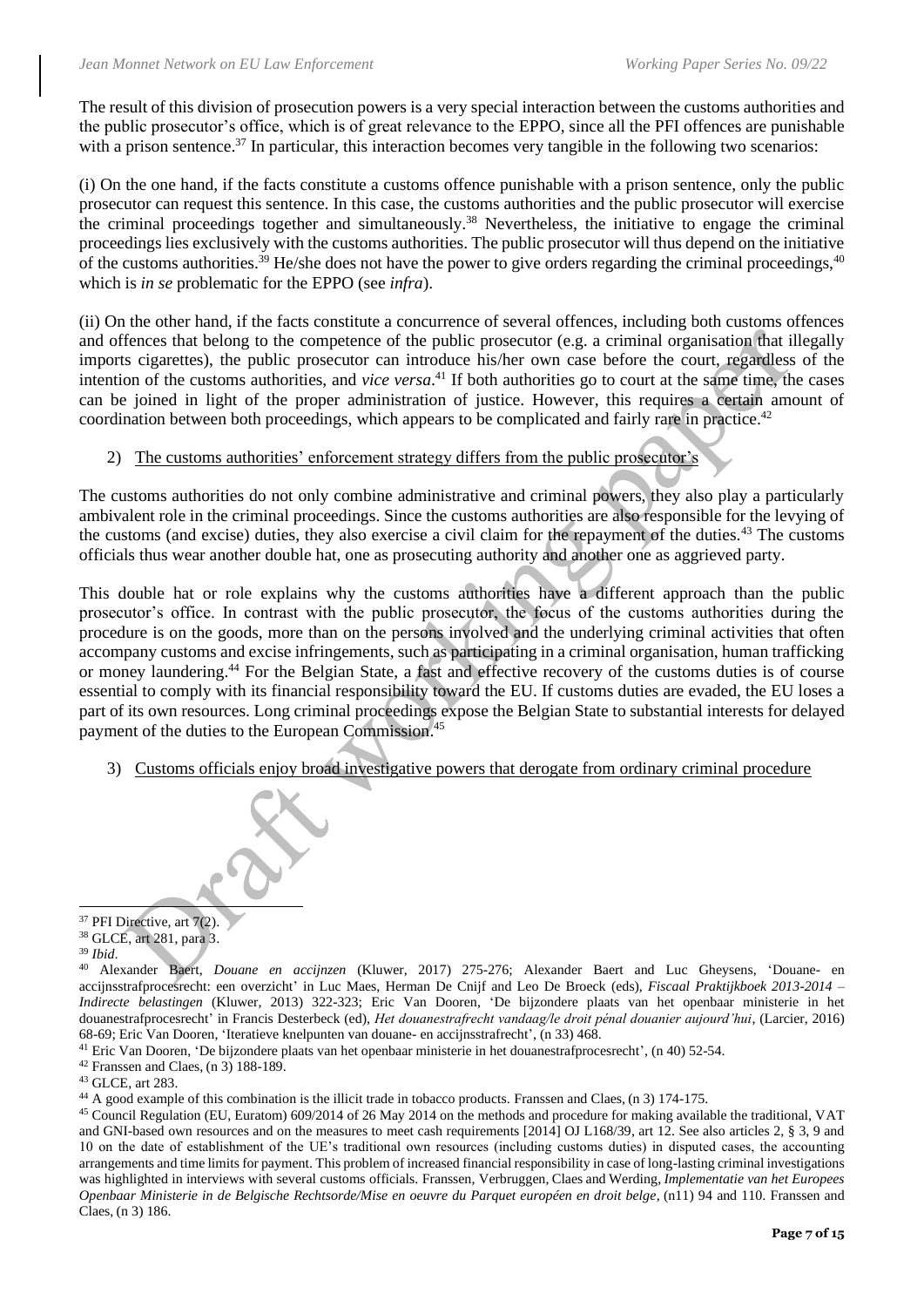The result of this division of prosecution powers is a very special interaction between the customs authorities and the public prosecutor's office, which is of great relevance to the EPPO, since all the PFI offences are punishable with a prison sentence.[37] In particular, this interaction becomes very tangible in the following two scenarios:

(i) On the one hand, if the facts constitute a customs offence punishable with a prison sentence, only the public prosecutor can request this sentence. In this case, the customs authorities and the public prosecutor will exercise the criminal proceedings together and simultaneously.[38] Nevertheless, the initiative to engage the criminal proceedings lies exclusively with the customs authorities. The public prosecutor will thus depend on the initiative of the customs authorities.[39] He/she does not have the power to give orders regarding the criminal proceedings,[40] which is *in se* problematic for the EPPO (see *infra*).

(ii) On the other hand, if the facts constitute a concurrence of several offences, including both customs offences and offences that belong to the competence of the public prosecutor (e.g. a criminal organisation that illegally imports cigarettes), the public prosecutor can introduce his/her own case before the court, regardless of the intention of the customs authorities, and *vice versa*.[41] If both authorities go to court at the same time, the cases can be joined in light of the proper administration of justice. However, this requires a certain amount of coordination between both proceedings, which appears to be complicated and fairly rare in practice.[42]

2) <u>The customs authorities' enforcement strategy differs from the public prosecutor's</u>

The customs authorities do not only combine administrative and criminal powers, they also play a particularly ambivalent role in the criminal proceedings. Since the customs authorities are also responsible for the levying of the customs (and excise) duties, they also exercise a civil claim for the repayment of the duties.[43] The customs officials thus wear another double hat, one as prosecuting authority and another one as aggrieved party.

This double hat or role explains why the customs authorities have a different approach than the public prosecutor's office. In contrast with the public prosecutor, the focus of the customs authorities during the procedure is on the goods, more than on the persons involved and the underlying criminal activities that often accompany customs and excise infringements, such as participating in a criminal organisation, human trafficking or money laundering.[44] For the Belgian State, a fast and effective recovery of the customs duties is of course essential to comply with its financial responsibility toward the EU. If customs duties are evaded, the EU loses a part of its own resources. Long criminal proceedings expose the Belgian State to substantial interests for delayed payment of the duties to the European Commission.[45]

3) <u>Customs officials enjoy broad investigative powers that derogate from ordinary criminal procedure</u>

---

[37] PFI Directive, art 7(2).

[38] GLCE, art 281, para 3.

[39] *Ibid*.

[40] Alexander Baert, *Douane en accijnzen* (Kluwer, 2017) 275-276; Alexander Baert and Luc Gheysens, 'Douane- en accijnsstrafprocesrecht: een overzicht' in Luc Maes, Herman De Cnijf and Leo De Broeck (eds), *Fiscaal Praktijkboek 2013-2014 – Indirecte belastingen* (Kluwer, 2013) 322-323; Eric Van Dooren, 'De bijzondere plaats van het openbaar ministerie in het douanestrafprocesrecht' in Francis Desterbeck (ed), *Het douanestrafrecht vandaag/le droit pénal douanier aujourd'hui*, (Larcier, 2016) 68-69; Eric Van Dooren, 'Iteratieve knelpunten van douane- en accijnsstrafrecht', (n 33) 468.

[41] Eric Van Dooren, 'De bijzondere plaats van het openbaar ministerie in het douanestrafprocesrecht', (n 40) 52-54.

[42] Franssen and Claes, (n 3) 188-189.

[43] GLCE, art 283.

[44] A good example of this combination is the illicit trade in tobacco products. Franssen and Claes, (n 3) 174-175.

[45] Council Regulation (EU, Euratom) 609/2014 of 26 May 2014 on the methods and procedure for making available the traditional, VAT and GNI-based own resources and on the measures to meet cash requirements [2014] OJ L168/39, art 12. See also articles 2, § 3, 9 and 10 on the date of establishment of the UE's traditional own resources (including customs duties) in disputed cases, the accounting arrangements and time limits for payment. This problem of increased financial responsibility in case of long-lasting criminal investigations was highlighted in interviews with several customs officials. Franssen, Verbruggen, Claes and Werding, *Implementatie van het Europees Openbaar Ministerie in de Belgische Rechtsorde/Mise en oeuvre du Parquet européen en droit belge*, (n11) 94 and 110. Franssen and Claes, (n 3) 186.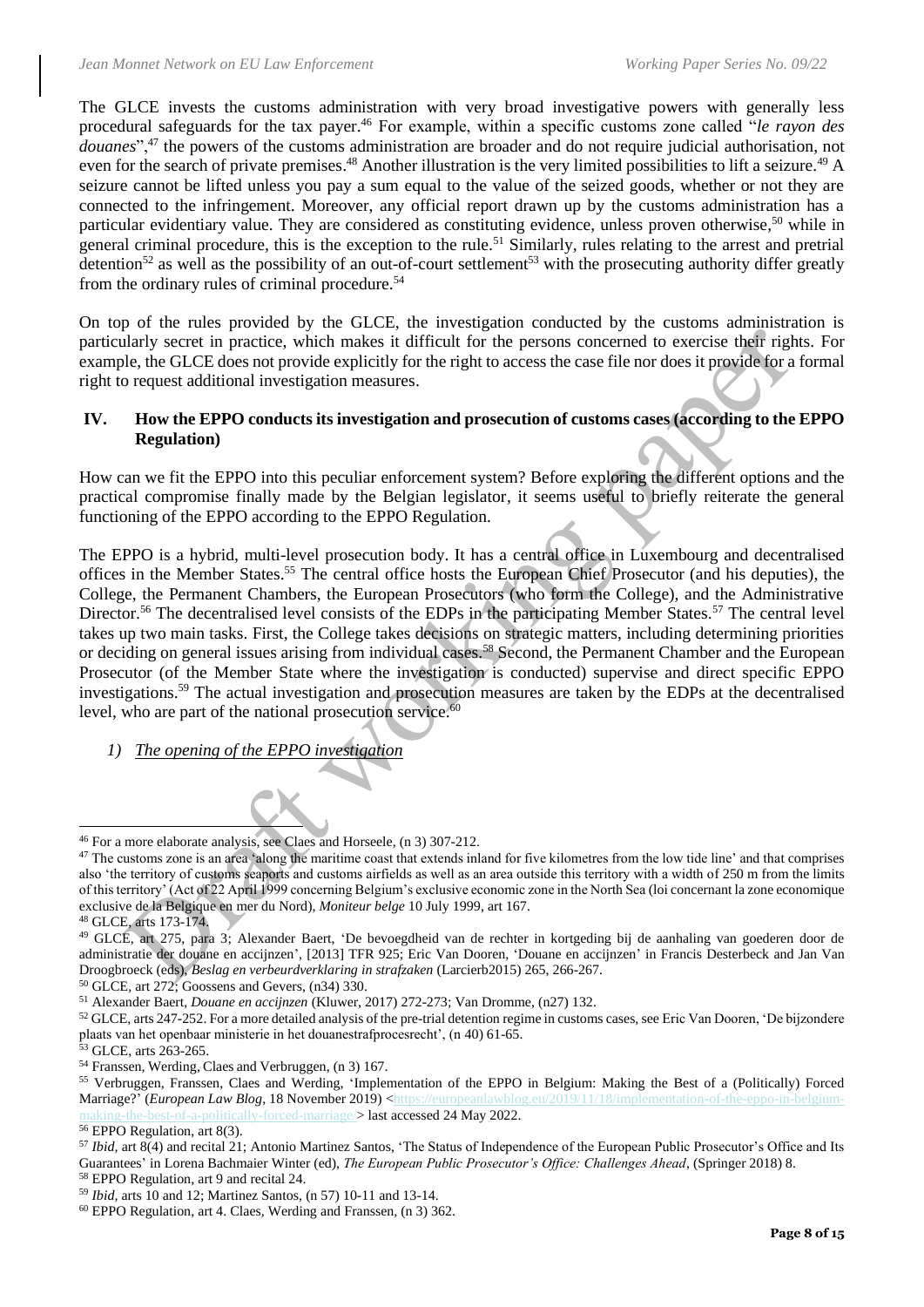The GLCE invests the customs administration with very broad investigative powers with generally less procedural safeguards for the tax payer.[46] For example, within a specific customs zone called "*le rayon des douanes*",[47] the powers of the customs administration are broader and do not require judicial authorisation, not even for the search of private premises.[48] Another illustration is the very limited possibilities to lift a seizure.[49] A seizure cannot be lifted unless you pay a sum equal to the value of the seized goods, whether or not they are connected to the infringement. Moreover, any official report drawn up by the customs administration has a particular evidentiary value. They are considered as constituting evidence, unless proven otherwise,[50] while in general criminal procedure, this is the exception to the rule.[51] Similarly, rules relating to the arrest and pretrial detention[52] as well as the possibility of an out-of-court settlement[53] with the prosecuting authority differ greatly from the ordinary rules of criminal procedure.[54]

On top of the rules provided by the GLCE, the investigation conducted by the customs administration is particularly secret in practice, which makes it difficult for the persons concerned to exercise their rights. For example, the GLCE does not provide explicitly for the right to access the case file nor does it provide for a formal right to request additional investigation measures.

## IV. How the EPPO conducts its investigation and prosecution of customs cases (according to the EPPO Regulation)

How can we fit the EPPO into this peculiar enforcement system? Before exploring the different options and the practical compromise finally made by the Belgian legislator, it seems useful to briefly reiterate the general functioning of the EPPO according to the EPPO Regulation.

The EPPO is a hybrid, multi-level prosecution body. It has a central office in Luxembourg and decentralised offices in the Member States.[55] The central office hosts the European Chief Prosecutor (and his deputies), the College, the Permanent Chambers, the European Prosecutors (who form the College), and the Administrative Director.[56] The decentralised level consists of the EDPs in the participating Member States.[57] The central level takes up two main tasks. First, the College takes decisions on strategic matters, including determining priorities or deciding on general issues arising from individual cases.[58] Second, the Permanent Chamber and the European Prosecutor (of the Member State where the investigation is conducted) supervise and direct specific EPPO investigations.[59] The actual investigation and prosecution measures are taken by the EDPs at the decentralised level, who are part of the national prosecution service.[60]

### 1) The opening of the EPPO investigation

---

[46] For a more elaborate analysis, see Claes and Horseele, (n 3) 307-212.

[47] The customs zone is an area 'along the maritime coast that extends inland for five kilometres from the low tide line' and that comprises also 'the territory of customs seaports and customs airfields as well as an area outside this territory with a width of 250 m from the limits of this territory' (Act of 22 April 1999 concerning Belgium's exclusive economic zone in the North Sea (loi concernant la zone economique exclusive de la Belgique en mer du Nord), *Moniteur belge* 10 July 1999, art 167.

[48] GLCE, arts 173-174.

[49] GLCE, art 275, para 3; Alexander Baert, 'De bevoegdheid van de rechter in kortgeding bij de aanhaling van goederen door de administratie der douane en accijnzen', [2013] TFR 925; Eric Van Dooren, 'Douane en accijnzen' in Francis Desterbeck and Jan Van Droogbroeck (eds), *Beslag en verbeurdverklaring in strafzaken* (Larcier2015) 265, 266-267.

[50] GLCE, art 272; Goossens and Gevers, (n34) 330.

[51] Alexander Baert, *Douane en accijnzen* (Kluwer, 2017) 272-273; Van Dromme, (n27) 132.

[52] GLCE, arts 247-252. For a more detailed analysis of the pre-trial detention regime in customs cases, see Eric Van Dooren, 'De bijzondere plaats van het openbaar ministerie in het douanestrafprocesrecht', (n 40) 61-65.

[53] GLCE, arts 263-265.

[54] Franssen, Werding, Claes and Verbruggen, (n 3) 167.

[55] Verbruggen, Franssen, Claes and Werding, 'Implementation of the EPPO in Belgium: Making the Best of a (Politically) Forced Marriage?' (*European Law Blog*, 18 November 2019) <https://europeanlawblog.eu/2019/11/18/implementation-of-the-eppo-in-belgium-making-the-best-of-a-politically-forced-marriage/> last accessed 24 May 2022.

[56] EPPO Regulation, art 8(3).

[57] *Ibid*, art 8(4) and recital 21; Antonio Martinez Santos, 'The Status of Independence of the European Public Prosecutor's Office and Its Guarantees' in Lorena Bachmaier Winter (ed), *The European Public Prosecutor's Office: Challenges Ahead*, (Springer 2018) 8.

[58] EPPO Regulation, art 9 and recital 24.

[59] *Ibid*, arts 10 and 12; Martinez Santos, (n 57) 10-11 and 13-14.

[60] EPPO Regulation, art 4. Claes, Werding and Franssen, (n 3) 362.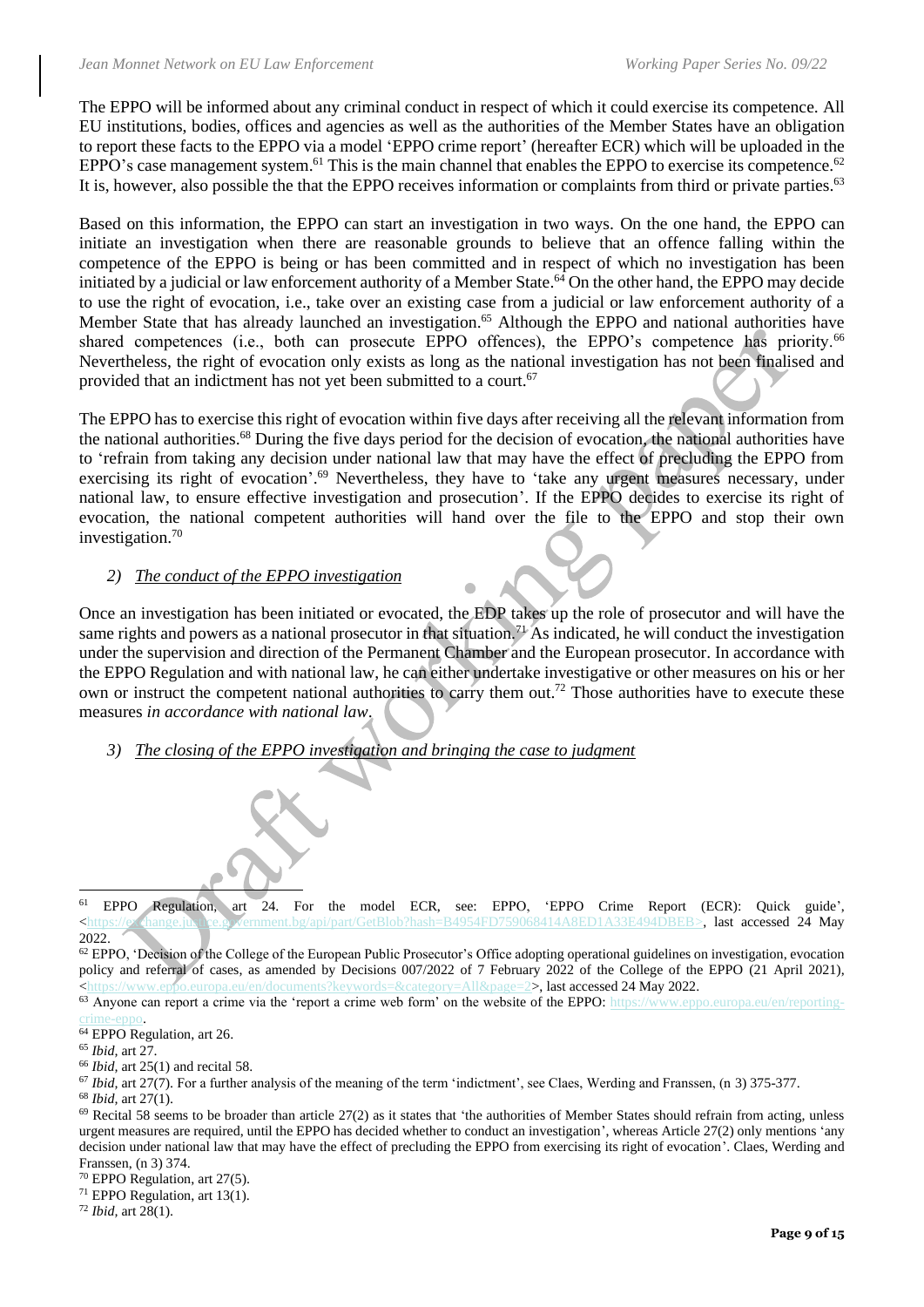The EPPO will be informed about any criminal conduct in respect of which it could exercise its competence. All EU institutions, bodies, offices and agencies as well as the authorities of the Member States have an obligation to report these facts to the EPPO via a model 'EPPO crime report' (hereafter ECR) which will be uploaded in the EPPO's case management system.[61] This is the main channel that enables the EPPO to exercise its competence.[62] It is, however, also possible the that the EPPO receives information or complaints from third or private parties.[63]

Based on this information, the EPPO can start an investigation in two ways. On the one hand, the EPPO can initiate an investigation when there are reasonable grounds to believe that an offence falling within the competence of the EPPO is being or has been committed and in respect of which no investigation has been initiated by a judicial or law enforcement authority of a Member State.[64] On the other hand, the EPPO may decide to use the right of evocation, i.e., take over an existing case from a judicial or law enforcement authority of a Member State that has already launched an investigation.[65] Although the EPPO and national authorities have shared competences (i.e., both can prosecute EPPO offences), the EPPO's competence has priority.[66] Nevertheless, the right of evocation only exists as long as the national investigation has not been finalised and provided that an indictment has not yet been submitted to a court.[67]

The EPPO has to exercise this right of evocation within five days after receiving all the relevant information from the national authorities.[68] During the five days period for the decision of evocation, the national authorities have to 'refrain from taking any decision under national law that may have the effect of precluding the EPPO from exercising its right of evocation'.[69] Nevertheless, they have to 'take any urgent measures necessary, under national law, to ensure effective investigation and prosecution'. If the EPPO decides to exercise its right of evocation, the national competent authorities will hand over the file to the EPPO and stop their own investigation.[70]

*2) The conduct of the EPPO investigation*

Once an investigation has been initiated or evocated, the EDP takes up the role of prosecutor and will have the same rights and powers as a national prosecutor in that situation.[71] As indicated, he will conduct the investigation under the supervision and direction of the Permanent Chamber and the European prosecutor. In accordance with the EPPO Regulation and with national law, he can either undertake investigative or other measures on his or her own or instruct the competent national authorities to carry them out.[72] Those authorities have to execute these measures *in accordance with national law*.

*3) The closing of the EPPO investigation and bringing the case to judgment*

---

[61] EPPO Regulation, art 24. For the model ECR, see: EPPO, 'EPPO Crime Report (ECR): Quick guide', <https://exchange.justice.government.bg/api/part/GetBlob?hash=B4954FD759068414A8ED1A33E494DBEB>, last accessed 24 May 2022.

[62] EPPO, 'Decision of the College of the European Public Prosecutor's Office adopting operational guidelines on investigation, evocation policy and referral of cases, as amended by Decisions 007/2022 of 7 February 2022 of the College of the EPPO (21 April 2021), <https://www.eppo.europa.eu/en/documents?keywords=&category=All&page=2>, last accessed 24 May 2022.

[63] Anyone can report a crime via the 'report a crime web form' on the website of the EPPO: https://www.eppo.europa.eu/en/reporting-crime-eppo.

[64] EPPO Regulation, art 26.

[65] *Ibid*, art 27.

[66] *Ibid*, art 25(1) and recital 58.

[67] *Ibid*, art 27(7). For a further analysis of the meaning of the term 'indictment', see Claes, Werding and Franssen, (n 3) 375-377.

[68] *Ibid*, art 27(1).

[69] Recital 58 seems to be broader than article 27(2) as it states that 'the authorities of Member States should refrain from acting, unless urgent measures are required, until the EPPO has decided whether to conduct an investigation', whereas Article 27(2) only mentions 'any decision under national law that may have the effect of precluding the EPPO from exercising its right of evocation'. Claes, Werding and Franssen, (n 3) 374.

[70] EPPO Regulation, art 27(5).

[71] EPPO Regulation, art 13(1).

[72] *Ibid*, art 28(1).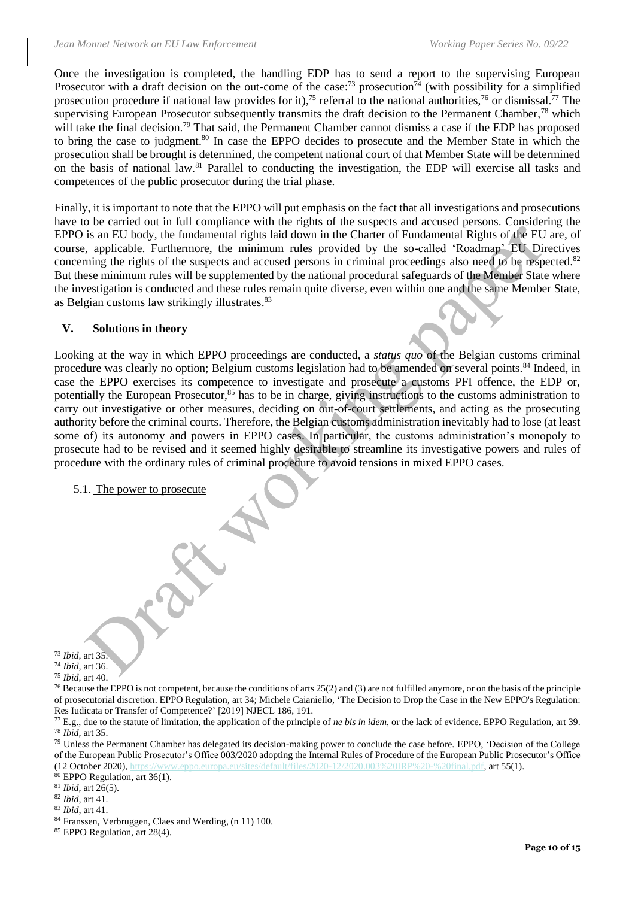Once the investigation is completed, the handling EDP has to send a report to the supervising European Prosecutor with a draft decision on the out-come of the case:[73] prosecution[74] (with possibility for a simplified prosecution procedure if national law provides for it),[75] referral to the national authorities,[76] or dismissal.[77] The supervising European Prosecutor subsequently transmits the draft decision to the Permanent Chamber,[78] which will take the final decision.[79] That said, the Permanent Chamber cannot dismiss a case if the EDP has proposed to bring the case to judgment.[80] In case the EPPO decides to prosecute and the Member State in which the prosecution shall be brought is determined, the competent national court of that Member State will be determined on the basis of national law.[81] Parallel to conducting the investigation, the EDP will exercise all tasks and competences of the public prosecutor during the trial phase.

Finally, it is important to note that the EPPO will put emphasis on the fact that all investigations and prosecutions have to be carried out in full compliance with the rights of the suspects and accused persons. Considering the EPPO is an EU body, the fundamental rights laid down in the Charter of Fundamental Rights of the EU are, of course, applicable. Furthermore, the minimum rules provided by the so-called 'Roadmap' EU Directives concerning the rights of the suspects and accused persons in criminal proceedings also need to be respected.[82] But these minimum rules will be supplemented by the national procedural safeguards of the Member State where the investigation is conducted and these rules remain quite diverse, even within one and the same Member State, as Belgian customs law strikingly illustrates.[83]

## V. Solutions in theory

Looking at the way in which EPPO proceedings are conducted, a *status quo* of the Belgian customs criminal procedure was clearly no option; Belgium customs legislation had to be amended on several points.[84] Indeed, in case the EPPO exercises its competence to investigate and prosecute a customs PFI offence, the EDP or, potentially the European Prosecutor,[85] has to be in charge, giving instructions to the customs administration to carry out investigative or other measures, deciding on out-of-court settlements, and acting as the prosecuting authority before the criminal courts. Therefore, the Belgian customs administration inevitably had to lose (at least some of) its autonomy and powers in EPPO cases. In particular, the customs administration's monopoly to prosecute had to be revised and it seemed highly desirable to streamline its investigative powers and rules of procedure with the ordinary rules of criminal procedure to avoid tensions in mixed EPPO cases.

### 5.1. The power to prosecute

---

[73] *Ibid*, art 35.

[74] *Ibid*, art 36.

[75] *Ibid*, art 40.

[76] Because the EPPO is not competent, because the conditions of arts 25(2) and (3) are not fulfilled anymore, or on the basis of the principle of prosecutorial discretion. EPPO Regulation, art 34; Michele Caianiello, 'The Decision to Drop the Case in the New EPPO's Regulation: Res Iudicata or Transfer of Competence?' [2019] NJECL 186, 191.

[77] E.g., due to the statute of limitation, the application of the principle of *ne bis in idem*, or the lack of evidence. EPPO Regulation, art 39.

[78] *Ibid*, art 35.

[79] Unless the Permanent Chamber has delegated its decision-making power to conclude the case before. EPPO, 'Decision of the College of the European Public Prosecutor's Office 003/2020 adopting the Internal Rules of Procedure of the European Public Prosecutor's Office (12 October 2020), https://www.eppo.europa.eu/sites/default/files/2020-12/2020.003%20IRP%20-%20final.pdf, art 55(1).

[80] EPPO Regulation, art 36(1).

[81] *Ibid*, art 26(5).

[82] *Ibid*, art 41.

[83] *Ibid*, art 41.

[84] Franssen, Verbruggen, Claes and Werding, (n 11) 100.

[85] EPPO Regulation, art 28(4).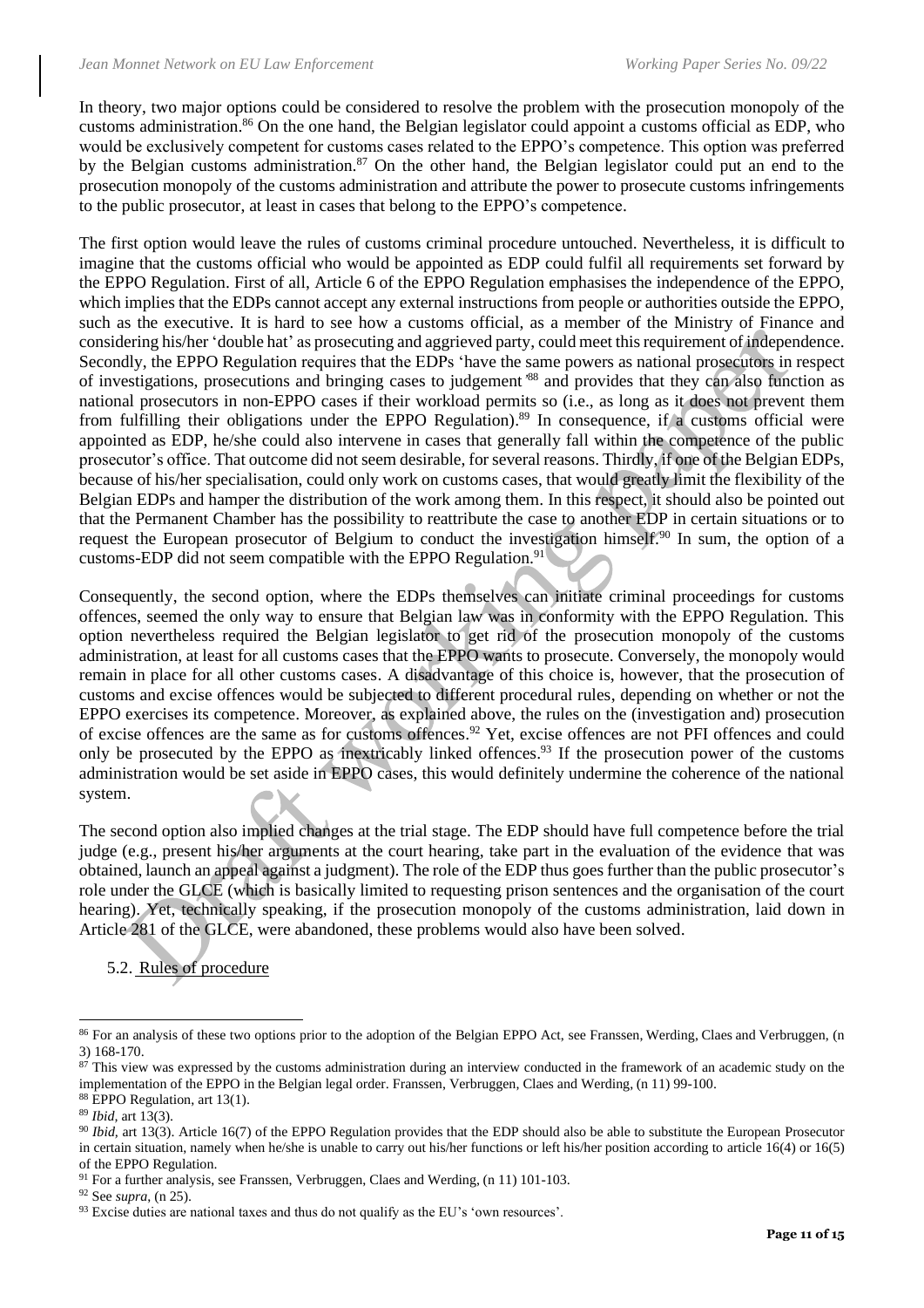In theory, two major options could be considered to resolve the problem with the prosecution monopoly of the customs administration.[86] On the one hand, the Belgian legislator could appoint a customs official as EDP, who would be exclusively competent for customs cases related to the EPPO's competence. This option was preferred by the Belgian customs administration.[87] On the other hand, the Belgian legislator could put an end to the prosecution monopoly of the customs administration and attribute the power to prosecute customs infringements to the public prosecutor, at least in cases that belong to the EPPO's competence.

The first option would leave the rules of customs criminal procedure untouched. Nevertheless, it is difficult to imagine that the customs official who would be appointed as EDP could fulfil all requirements set forward by the EPPO Regulation. First of all, Article 6 of the EPPO Regulation emphasises the independence of the EPPO, which implies that the EDPs cannot accept any external instructions from people or authorities outside the EPPO, such as the executive. It is hard to see how a customs official, as a member of the Ministry of Finance and considering his/her 'double hat' as prosecuting and aggrieved party, could meet this requirement of independence. Secondly, the EPPO Regulation requires that the EDPs 'have the same powers as national prosecutors in respect of investigations, prosecutions and bringing cases to judgement'[88] and provides that they can also function as national prosecutors in non-EPPO cases if their workload permits so (i.e., as long as it does not prevent them from fulfilling their obligations under the EPPO Regulation).[89] In consequence, if a customs official were appointed as EDP, he/she could also intervene in cases that generally fall within the competence of the public prosecutor's office. That outcome did not seem desirable, for several reasons. Thirdly, if one of the Belgian EDPs, because of his/her specialisation, could only work on customs cases, that would greatly limit the flexibility of the Belgian EDPs and hamper the distribution of the work among them. In this respect, it should also be pointed out that the Permanent Chamber has the possibility to reattribute the case to another EDP in certain situations or to request the European prosecutor of Belgium to conduct the investigation himself.[90] In sum, the option of a customs-EDP did not seem compatible with the EPPO Regulation.[91]

Consequently, the second option, where the EDPs themselves can initiate criminal proceedings for customs offences, seemed the only way to ensure that Belgian law was in conformity with the EPPO Regulation. This option nevertheless required the Belgian legislator to get rid of the prosecution monopoly of the customs administration, at least for all customs cases that the EPPO wants to prosecute. Conversely, the monopoly would remain in place for all other customs cases. A disadvantage of this choice is, however, that the prosecution of customs and excise offences would be subjected to different procedural rules, depending on whether or not the EPPO exercises its competence. Moreover, as explained above, the rules on the (investigation and) prosecution of excise offences are the same as for customs offences.[92] Yet, excise offences are not PFI offences and could only be prosecuted by the EPPO as inextricably linked offences.[93] If the prosecution power of the customs administration would be set aside in EPPO cases, this would definitely undermine the coherence of the national system.

The second option also implied changes at the trial stage. The EDP should have full competence before the trial judge (e.g., present his/her arguments at the court hearing, take part in the evaluation of the evidence that was obtained, launch an appeal against a judgment). The role of the EDP thus goes further than the public prosecutor's role under the GLCE (which is basically limited to requesting prison sentences and the organisation of the court hearing). Yet, technically speaking, if the prosecution monopoly of the customs administration, laid down in Article 281 of the GLCE, were abandoned, these problems would also have been solved.

### 5.2. Rules of procedure

---

[86] For an analysis of these two options prior to the adoption of the Belgian EPPO Act, see Franssen, Werding, Claes and Verbruggen, (n 3) 168-170.

[87] This view was expressed by the customs administration during an interview conducted in the framework of an academic study on the implementation of the EPPO in the Belgian legal order. Franssen, Verbruggen, Claes and Werding, (n 11) 99-100.

[88] EPPO Regulation, art 13(1).

[89] *Ibid*, art 13(3).

[90] *Ibid*, art 13(3). Article 16(7) of the EPPO Regulation provides that the EDP should also be able to substitute the European Prosecutor in certain situation, namely when he/she is unable to carry out his/her functions or left his/her position according to article 16(4) or 16(5) of the EPPO Regulation.

[91] For a further analysis, see Franssen, Verbruggen, Claes and Werding, (n 11) 101-103.

[92] See *supra*, (n 25).

[93] Excise duties are national taxes and thus do not qualify as the EU's 'own resources'.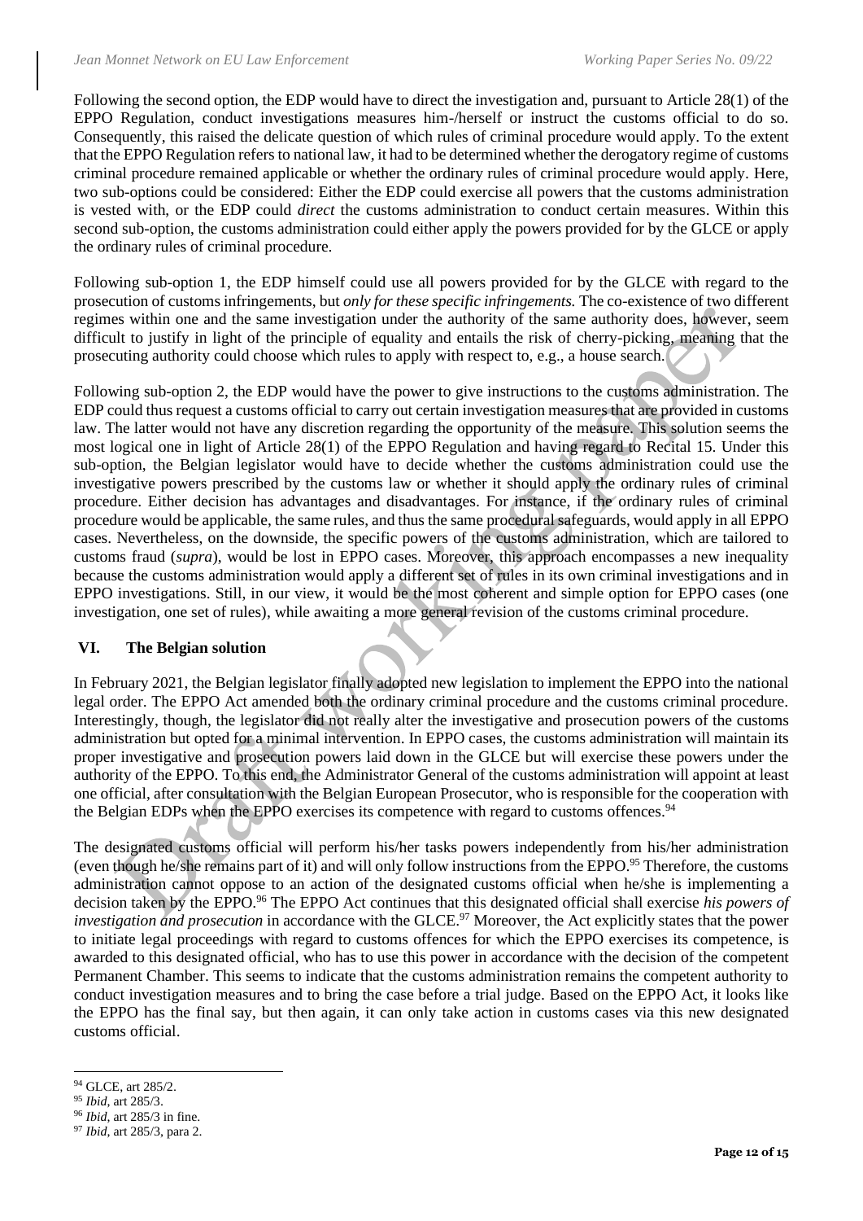Following the second option, the EDP would have to direct the investigation and, pursuant to Article 28(1) of the EPPO Regulation, conduct investigations measures him-/herself or instruct the customs official to do so. Consequently, this raised the delicate question of which rules of criminal procedure would apply. To the extent that the EPPO Regulation refers to national law, it had to be determined whether the derogatory regime of customs criminal procedure remained applicable or whether the ordinary rules of criminal procedure would apply. Here, two sub-options could be considered: Either the EDP could exercise all powers that the customs administration is vested with, or the EDP could *direct* the customs administration to conduct certain measures. Within this second sub-option, the customs administration could either apply the powers provided for by the GLCE or apply the ordinary rules of criminal procedure.

Following sub-option 1, the EDP himself could use all powers provided for by the GLCE with regard to the prosecution of customs infringements, but *only for these specific infringements.* The co-existence of two different regimes within one and the same investigation under the authority of the same authority does, however, seem difficult to justify in light of the principle of equality and entails the risk of cherry-picking, meaning that the prosecuting authority could choose which rules to apply with respect to, e.g., a house search.

Following sub-option 2, the EDP would have the power to give instructions to the customs administration. The EDP could thus request a customs official to carry out certain investigation measures that are provided in customs law. The latter would not have any discretion regarding the opportunity of the measure. This solution seems the most logical one in light of Article 28(1) of the EPPO Regulation and having regard to Recital 15. Under this sub-option, the Belgian legislator would have to decide whether the customs administration could use the investigative powers prescribed by the customs law or whether it should apply the ordinary rules of criminal procedure. Either decision has advantages and disadvantages. For instance, if the ordinary rules of criminal procedure would be applicable, the same rules, and thus the same procedural safeguards, would apply in all EPPO cases. Nevertheless, on the downside, the specific powers of the customs administration, which are tailored to customs fraud (*supra*), would be lost in EPPO cases. Moreover, this approach encompasses a new inequality because the customs administration would apply a different set of rules in its own criminal investigations and in EPPO investigations. Still, in our view, it would be the most coherent and simple option for EPPO cases (one investigation, one set of rules), while awaiting a more general revision of the customs criminal procedure.

## VI. The Belgian solution

In February 2021, the Belgian legislator finally adopted new legislation to implement the EPPO into the national legal order. The EPPO Act amended both the ordinary criminal procedure and the customs criminal procedure. Interestingly, though, the legislator did not really alter the investigative and prosecution powers of the customs administration but opted for a minimal intervention. In EPPO cases, the customs administration will maintain its proper investigative and prosecution powers laid down in the GLCE but will exercise these powers under the authority of the EPPO. To this end, the Administrator General of the customs administration will appoint at least one official, after consultation with the Belgian European Prosecutor, who is responsible for the cooperation with the Belgian EDPs when the EPPO exercises its competence with regard to customs offences.[94]

The designated customs official will perform his/her tasks powers independently from his/her administration (even though he/she remains part of it) and will only follow instructions from the EPPO.[95] Therefore, the customs administration cannot oppose to an action of the designated customs official when he/she is implementing a decision taken by the EPPO.[96] The EPPO Act continues that this designated official shall exercise *his powers of investigation and prosecution* in accordance with the GLCE.[97] Moreover, the Act explicitly states that the power to initiate legal proceedings with regard to customs offences for which the EPPO exercises its competence, is awarded to this designated official, who has to use this power in accordance with the decision of the competent Permanent Chamber. This seems to indicate that the customs administration remains the competent authority to conduct investigation measures and to bring the case before a trial judge. Based on the EPPO Act, it looks like the EPPO has the final say, but then again, it can only take action in customs cases via this new designated customs official.

[94] GLCE, art 285/2.
[95] *Ibid*, art 285/3.
[96] *Ibid*, art 285/3 in fine.
[97] *Ibid*, art 285/3, para 2.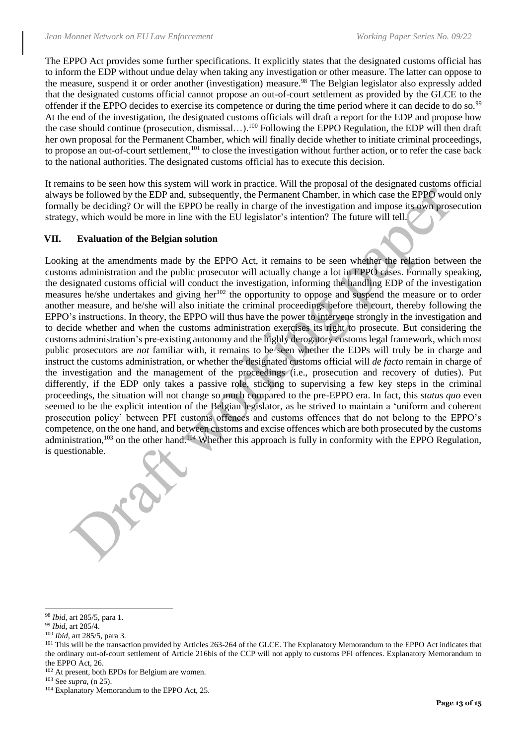The EPPO Act provides some further specifications. It explicitly states that the designated customs official has to inform the EDP without undue delay when taking any investigation or other measure. The latter can oppose to the measure, suspend it or order another (investigation) measure.[98] The Belgian legislator also expressly added that the designated customs official cannot propose an out-of-court settlement as provided by the GLCE to the offender if the EPPO decides to exercise its competence or during the time period where it can decide to do so.[99] At the end of the investigation, the designated customs officials will draft a report for the EDP and propose how the case should continue (prosecution, dismissal…).[100] Following the EPPO Regulation, the EDP will then draft her own proposal for the Permanent Chamber, which will finally decide whether to initiate criminal proceedings, to propose an out-of-court settlement,[101] to close the investigation without further action, or to refer the case back to the national authorities. The designated customs official has to execute this decision.

It remains to be seen how this system will work in practice. Will the proposal of the designated customs official always be followed by the EDP and, subsequently, the Permanent Chamber, in which case the EPPO would only formally be deciding? Or will the EPPO be really in charge of the investigation and impose its own prosecution strategy, which would be more in line with the EU legislator's intention? The future will tell.

## VII. Evaluation of the Belgian solution

Looking at the amendments made by the EPPO Act, it remains to be seen whether the relation between the customs administration and the public prosecutor will actually change a lot in EPPO cases. Formally speaking, the designated customs official will conduct the investigation, informing the handling EDP of the investigation measures he/she undertakes and giving her[102] the opportunity to oppose and suspend the measure or to order another measure, and he/she will also initiate the criminal proceedings before the court, thereby following the EPPO's instructions. In theory, the EPPO will thus have the power to intervene strongly in the investigation and to decide whether and when the customs administration exercises its right to prosecute. But considering the customs administration's pre-existing autonomy and the highly derogatory customs legal framework, which most public prosecutors are *not* familiar with, it remains to be seen whether the EDPs will truly be in charge and instruct the customs administration, or whether the designated customs official will *de facto* remain in charge of the investigation and the management of the proceedings (i.e., prosecution and recovery of duties). Put differently, if the EDP only takes a passive role, sticking to supervising a few key steps in the criminal proceedings, the situation will not change so much compared to the pre-EPPO era. In fact, this *status quo* even seemed to be the explicit intention of the Belgian legislator, as he strived to maintain a 'uniform and coherent prosecution policy' between PFI customs offences and customs offences that do not belong to the EPPO's competence, on the one hand, and between customs and excise offences which are both prosecuted by the customs administration,[103] on the other hand.[104] Whether this approach is fully in conformity with the EPPO Regulation, is questionable.

---

[98] *Ibid*, art 285/5, para 1.

[99] *Ibid*, art 285/4.

[100] *Ibid*, art 285/5, para 3.

[101] This will be the transaction provided by Articles 263-264 of the GLCE. The Explanatory Memorandum to the EPPO Act indicates that the ordinary out-of-court settlement of Article 216bis of the CCP will not apply to customs PFI offences. Explanatory Memorandum to the EPPO Act, 26.

[102] At present, both EPDs for Belgium are women.

[103] See *supra*, (n 25).

[104] Explanatory Memorandum to the EPPO Act, 25.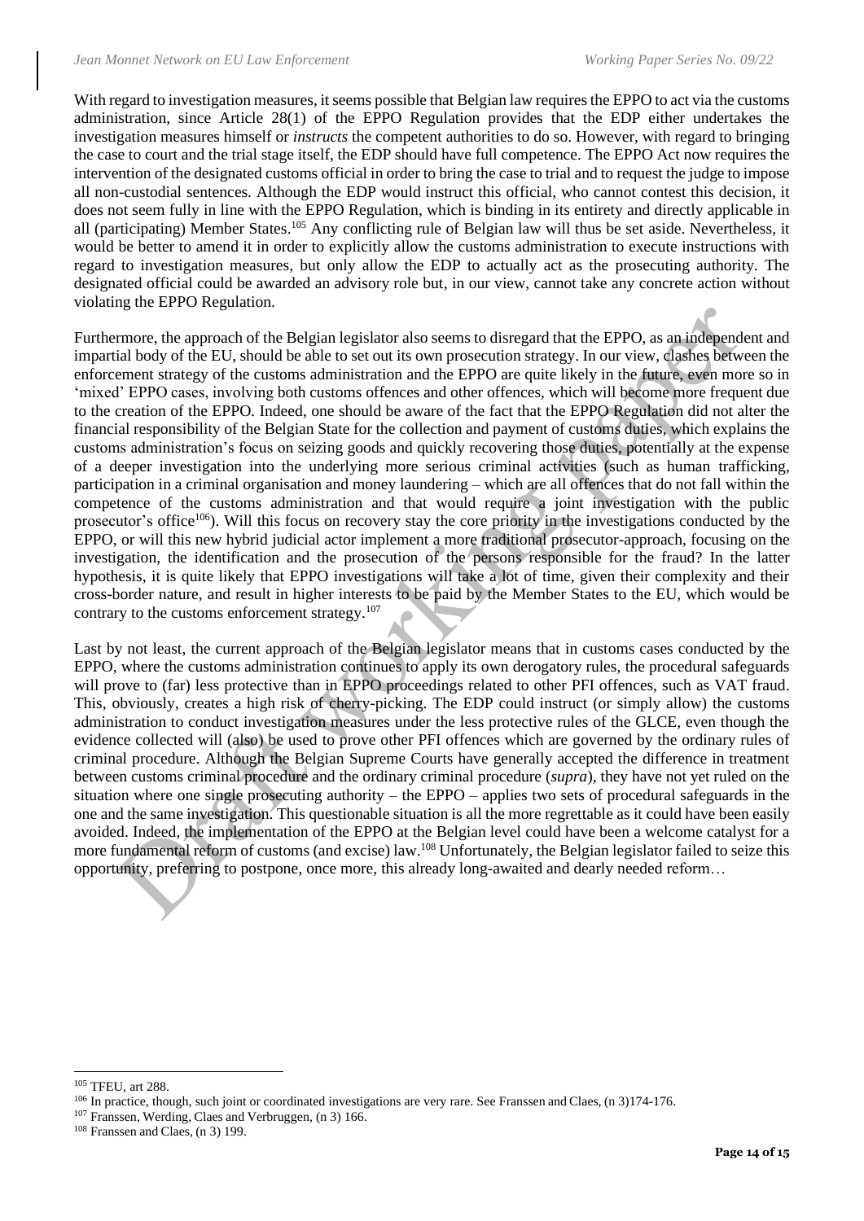With regard to investigation measures, it seems possible that Belgian law requires the EPPO to act via the customs administration, since Article 28(1) of the EPPO Regulation provides that the EDP either undertakes the investigation measures himself or *instructs* the competent authorities to do so. However, with regard to bringing the case to court and the trial stage itself, the EDP should have full competence. The EPPO Act now requires the intervention of the designated customs official in order to bring the case to trial and to request the judge to impose all non-custodial sentences. Although the EDP would instruct this official, who cannot contest this decision, it does not seem fully in line with the EPPO Regulation, which is binding in its entirety and directly applicable in all (participating) Member States.[105] Any conflicting rule of Belgian law will thus be set aside. Nevertheless, it would be better to amend it in order to explicitly allow the customs administration to execute instructions with regard to investigation measures, but only allow the EDP to actually act as the prosecuting authority. The designated official could be awarded an advisory role but, in our view, cannot take any concrete action without violating the EPPO Regulation.

Furthermore, the approach of the Belgian legislator also seems to disregard that the EPPO, as an independent and impartial body of the EU, should be able to set out its own prosecution strategy. In our view, clashes between the enforcement strategy of the customs administration and the EPPO are quite likely in the future, even more so in 'mixed' EPPO cases, involving both customs offences and other offences, which will become more frequent due to the creation of the EPPO. Indeed, one should be aware of the fact that the EPPO Regulation did not alter the financial responsibility of the Belgian State for the collection and payment of customs duties, which explains the customs administration's focus on seizing goods and quickly recovering those duties, potentially at the expense of a deeper investigation into the underlying more serious criminal activities (such as human trafficking, participation in a criminal organisation and money laundering – which are all offences that do not fall within the competence of the customs administration and that would require a joint investigation with the public prosecutor's office[106]). Will this focus on recovery stay the core priority in the investigations conducted by the EPPO, or will this new hybrid judicial actor implement a more traditional prosecutor-approach, focusing on the investigation, the identification and the prosecution of the persons responsible for the fraud? In the latter hypothesis, it is quite likely that EPPO investigations will take a lot of time, given their complexity and their cross-border nature, and result in higher interests to be paid by the Member States to the EU, which would be contrary to the customs enforcement strategy.[107]

Last by not least, the current approach of the Belgian legislator means that in customs cases conducted by the EPPO, where the customs administration continues to apply its own derogatory rules, the procedural safeguards will prove to (far) less protective than in EPPO proceedings related to other PFI offences, such as VAT fraud. This, obviously, creates a high risk of cherry-picking. The EDP could instruct (or simply allow) the customs administration to conduct investigation measures under the less protective rules of the GLCE, even though the evidence collected will (also) be used to prove other PFI offences which are governed by the ordinary rules of criminal procedure. Although the Belgian Supreme Courts have generally accepted the difference in treatment between customs criminal procedure and the ordinary criminal procedure (*supra*), they have not yet ruled on the situation where one single prosecuting authority – the EPPO – applies two sets of procedural safeguards in the one and the same investigation. This questionable situation is all the more regrettable as it could have been easily avoided. Indeed, the implementation of the EPPO at the Belgian level could have been a welcome catalyst for a more fundamental reform of customs (and excise) law.[108] Unfortunately, the Belgian legislator failed to seize this opportunity, preferring to postpone, once more, this already long-awaited and dearly needed reform…

[105] TFEU, art 288.

[106] In practice, though, such joint or coordinated investigations are very rare. See Franssen and Claes, (n 3)174-176.

[107] Franssen, Werding, Claes and Verbruggen, (n 3) 166.

[108] Franssen and Claes, (n 3) 199.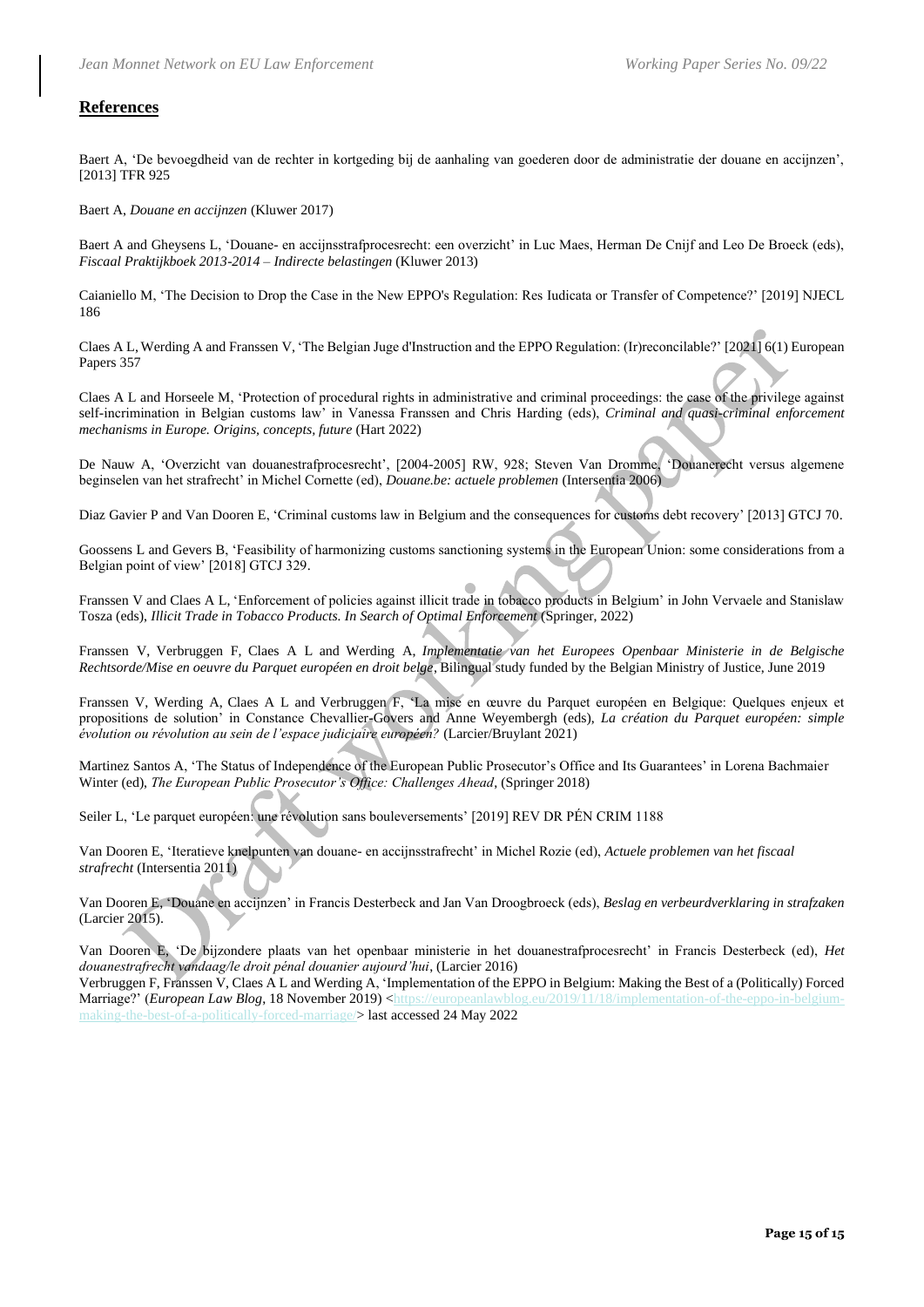## References

Baert A, 'De bevoegdheid van de rechter in kortgeding bij de aanhaling van goederen door de administratie der douane en accijnzen', [2013] TFR 925

Baert A, *Douane en accijnzen* (Kluwer 2017)

Baert A and Gheysens L, 'Douane- en accijnsstrafprocesrecht: een overzicht' in Luc Maes, Herman De Cnijf and Leo De Broeck (eds), *Fiscaal Praktijkboek 2013-2014 – Indirecte belastingen* (Kluwer 2013)

Caianiello M, 'The Decision to Drop the Case in the New EPPO's Regulation: Res Iudicata or Transfer of Competence?' [2019] NJECL 186

Claes A L, Werding A and Franssen V, 'The Belgian Juge d'Instruction and the EPPO Regulation: (Ir)reconcilable?' [2021] 6(1) European Papers 357

Claes A L and Horseele M, 'Protection of procedural rights in administrative and criminal proceedings: the case of the privilege against self-incrimination in Belgian customs law' in Vanessa Franssen and Chris Harding (eds), *Criminal and quasi-criminal enforcement mechanisms in Europe. Origins, concepts, future* (Hart 2022)

De Nauw A, 'Overzicht van douanestrafprocesrecht', [2004-2005] RW, 928; Steven Van Dromme, 'Douanerecht versus algemene beginselen van het strafrecht' in Michel Cornette (ed), *Douane.be: actuele problemen* (Intersentia 2006)

Diaz Gavier P and Van Dooren E, 'Criminal customs law in Belgium and the consequences for customs debt recovery' [2013] GTCJ 70.

Goossens L and Gevers B, 'Feasibility of harmonizing customs sanctioning systems in the European Union: some considerations from a Belgian point of view' [2018] GTCJ 329.

Franssen V and Claes A L, 'Enforcement of policies against illicit trade in tobacco products in Belgium' in John Vervaele and Stanislaw Tosza (eds), *Illicit Trade in Tobacco Products. In Search of Optimal Enforcement* (Springer, 2022)

Franssen V, Verbruggen F, Claes A L and Werding A, *Implementatie van het Europees Openbaar Ministerie in de Belgische Rechtsorde/Mise en oeuvre du Parquet européen en droit belge*, Bilingual study funded by the Belgian Ministry of Justice, June 2019

Franssen V, Werding A, Claes A L and Verbruggen F, 'La mise en œuvre du Parquet européen en Belgique: Quelques enjeux et propositions de solution' in Constance Chevallier-Govers and Anne Weyembergh (eds), *La création du Parquet européen: simple évolution ou révolution au sein de l'espace judiciaire européen?* (Larcier/Bruylant 2021)

Martinez Santos A, 'The Status of Independence of the European Public Prosecutor's Office and Its Guarantees' in Lorena Bachmaier Winter (ed), *The European Public Prosecutor's Office: Challenges Ahead*, (Springer 2018)

Seiler L, 'Le parquet européen: une révolution sans bouleversements' [2019] REV DR PÉN CRIM 1188

Van Dooren E, 'Iteratieve knelpunten van douane- en accijnsstrafrecht' in Michel Rozie (ed), *Actuele problemen van het fiscaal strafrecht* (Intersentia 2011)

Van Dooren E, 'Douane en accijnzen' in Francis Desterbeck and Jan Van Droogbroeck (eds), *Beslag en verbeurdverklaring in strafzaken* (Larcier 2015).

Van Dooren E, 'De bijzondere plaats van het openbaar ministerie in het douanestrafprocesrecht' in Francis Desterbeck (ed), *Het douanestrafrecht vandaag/le droit pénal douanier aujourd'hui*, (Larcier 2016)

Verbruggen F, Franssen V, Claes A L and Werding A, 'Implementation of the EPPO in Belgium: Making the Best of a (Politically) Forced Marriage?' (*European Law Blog*, 18 November 2019) <https://europeanlawblog.eu/2019/11/18/implementation-of-the-eppo-in-belgium-making-the-best-of-a-politically-forced-marriage/> last accessed 24 May 2022